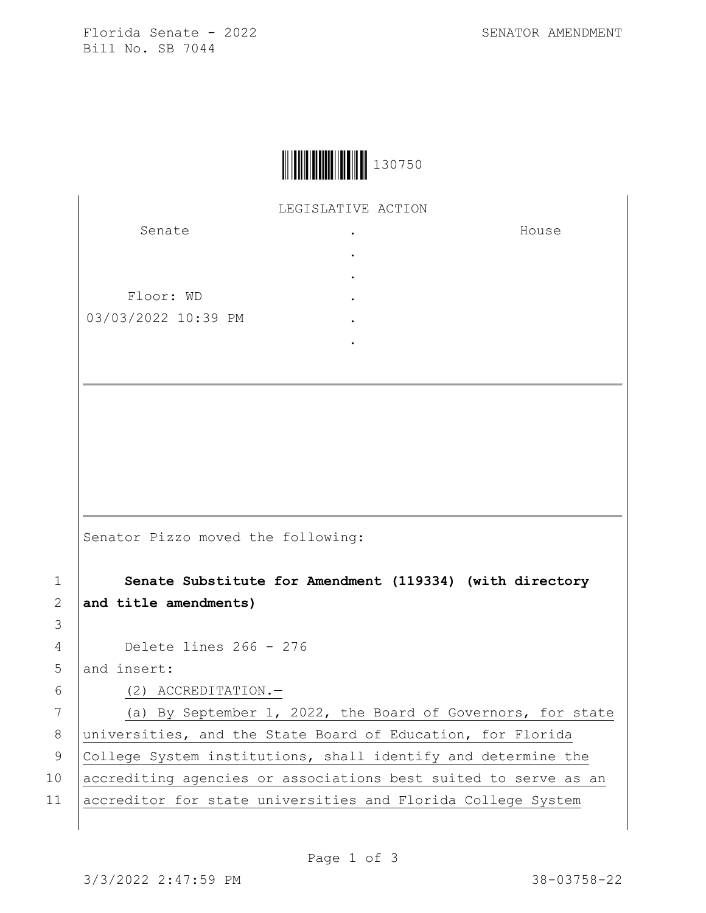Florida Senate - 2022 SENATOR AMENDMENT
Bill No. SB 7044

130750

LEGISLATIVE ACTION

| Senate | . | House |
| --- | --- | --- |
| | . | |
| | . | |
| Floor: WD | . | |
| 03/03/2022 10:39 PM | . | |
| | . | |

Senator Pizzo moved the following:

1 **Senate Substitute for Amendment (119334) (with directory**
2 **and title amendments)**
3
4 Delete lines 266 - 276
5 and insert:
6 (2) ACCREDITATION.—
7 (a) By September 1, 2022, the Board of Governors, for state
8 universities, and the State Board of Education, for Florida
9 College System institutions, shall identify and determine the
10 accrediting agencies or associations best suited to serve as an
11 accreditor for state universities and Florida College System

3/3/2022 2:47:59 PM 38-03758-22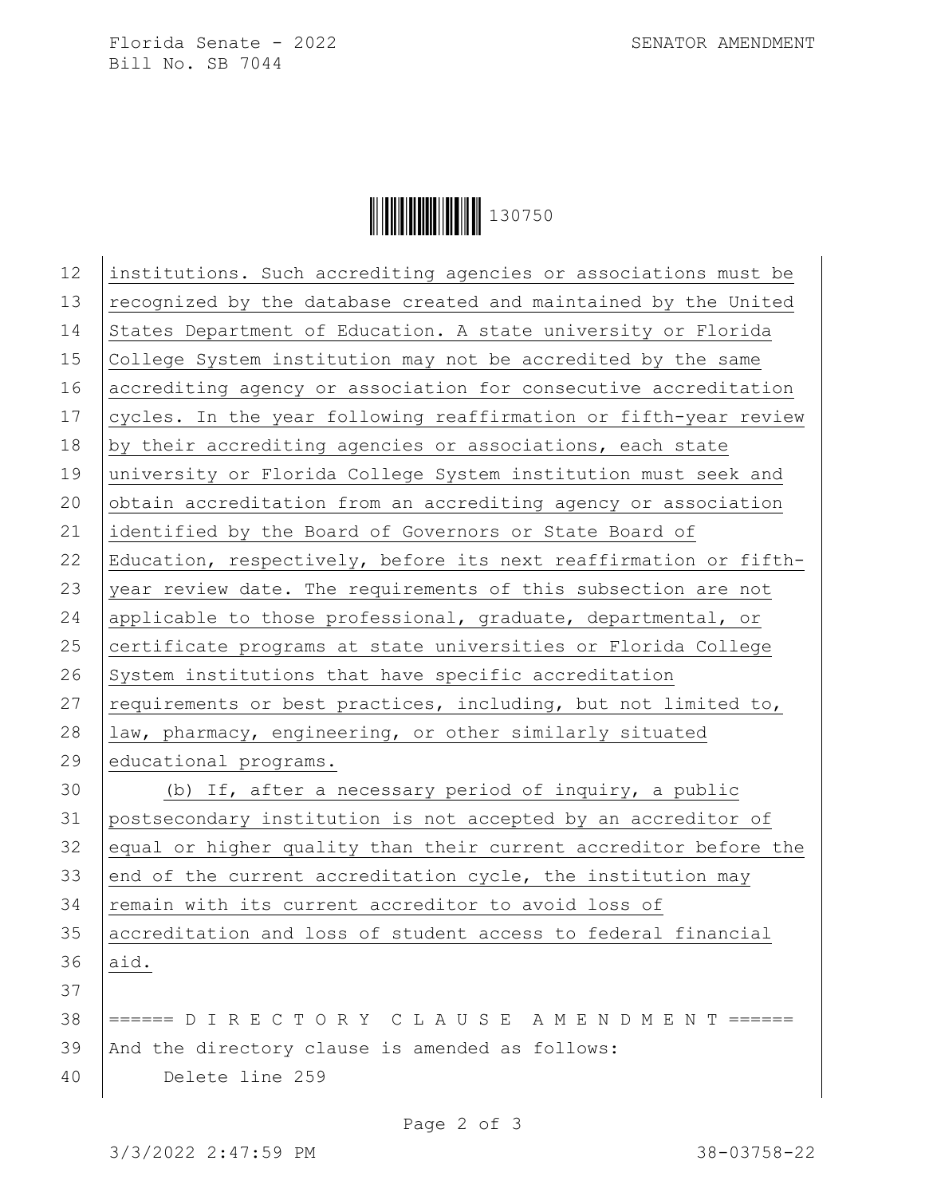institutions. Such accrediting agencies or associations must be recognized by the database created and maintained by the United States Department of Education. A state university or Florida College System institution may not be accredited by the same accrediting agency or association for consecutive accreditation cycles. In the year following reaffirmation or fifth-year review by their accrediting agencies or associations, each state university or Florida College System institution must seek and obtain accreditation from an accrediting agency or association identified by the Board of Governors or State Board of Education, respectively, before its next reaffirmation or fifth-year review date. The requirements of this subsection are not applicable to those professional, graduate, departmental, or certificate programs at state universities or Florida College System institutions that have specific accreditation requirements or best practices, including, but not limited to, law, pharmacy, engineering, or other similarly situated educational programs.

(b) If, after a necessary period of inquiry, a public postsecondary institution is not accepted by an accreditor of equal or higher quality than their current accreditor before the end of the current accreditation cycle, the institution may remain with its current accreditor to avoid loss of accreditation and loss of student access to federal financial aid.

====== D I R E C T O R Y C L A U S E A M E N D M E N T ======

And the directory clause is amended as follows:

Delete line 259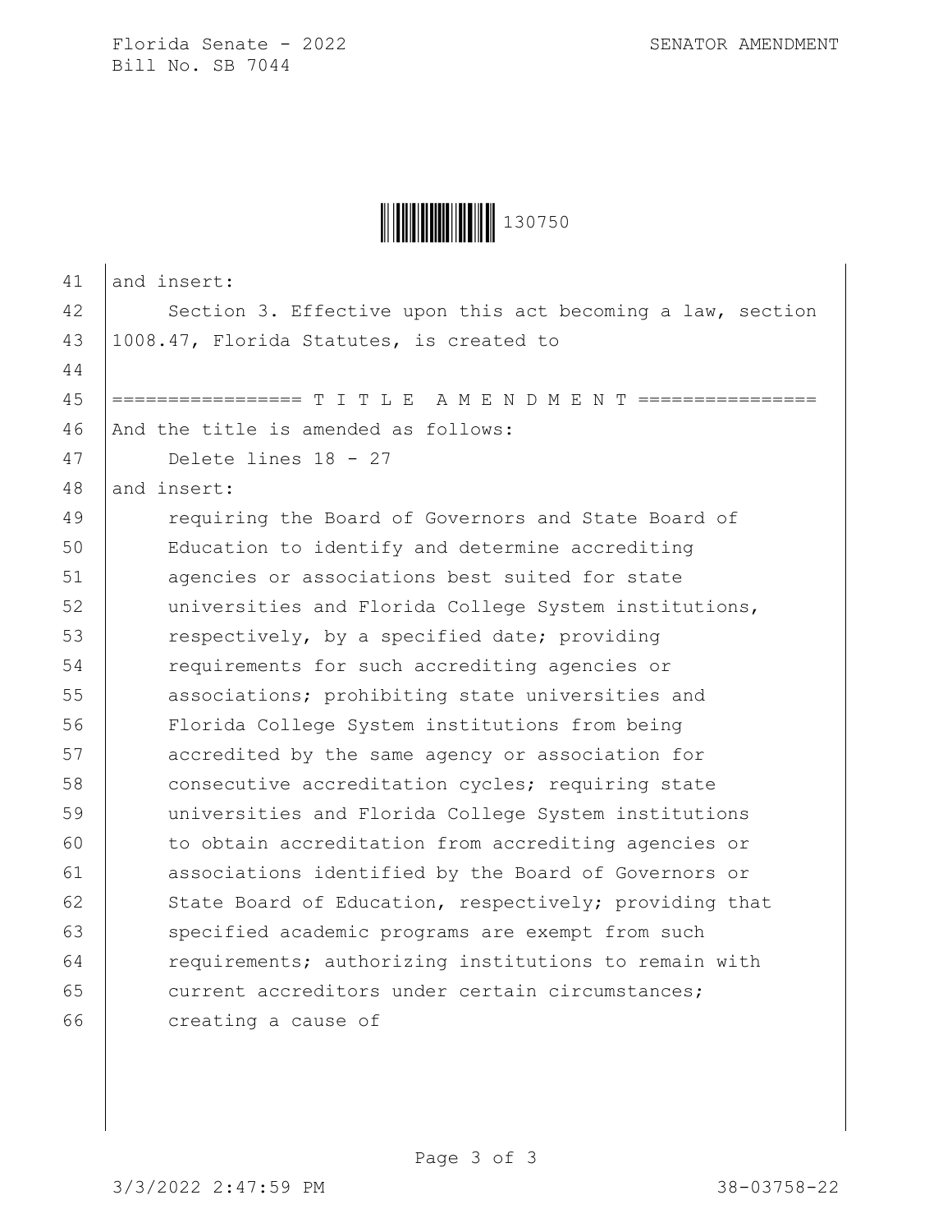and insert:

Section 3. Effective upon this act becoming a law, section 1008.47, Florida Statutes, is created to

================= T I T L E A M E N D M E N T ================

And the title is amended as follows:

Delete lines 18 - 27

and insert:

requiring the Board of Governors and State Board of Education to identify and determine accrediting agencies or associations best suited for state universities and Florida College System institutions, respectively, by a specified date; providing requirements for such accrediting agencies or associations; prohibiting state universities and Florida College System institutions from being accredited by the same agency or association for consecutive accreditation cycles; requiring state universities and Florida College System institutions to obtain accreditation from accrediting agencies or associations identified by the Board of Governors or State Board of Education, respectively; providing that specified academic programs are exempt from such requirements; authorizing institutions to remain with current accreditors under certain circumstances; creating a cause of